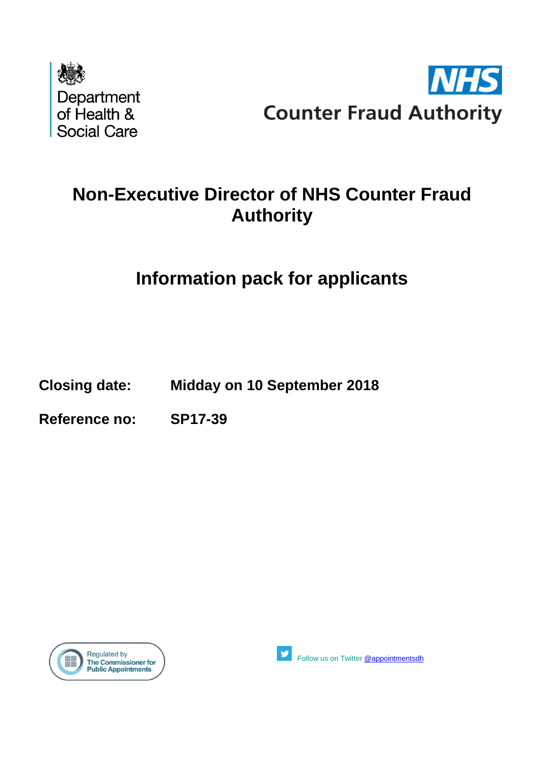Department of Health & Social Care

NHS Counter Fraud Authority

# Non-Executive Director of NHS Counter Fraud Authority

## Information pack for applicants

**Closing date:** **Midday on 10 September 2018**

**Reference no:** **SP17-39**

Regulated by The Commissioner for Public Appointments

Follow us on Twitter @appointmentsdh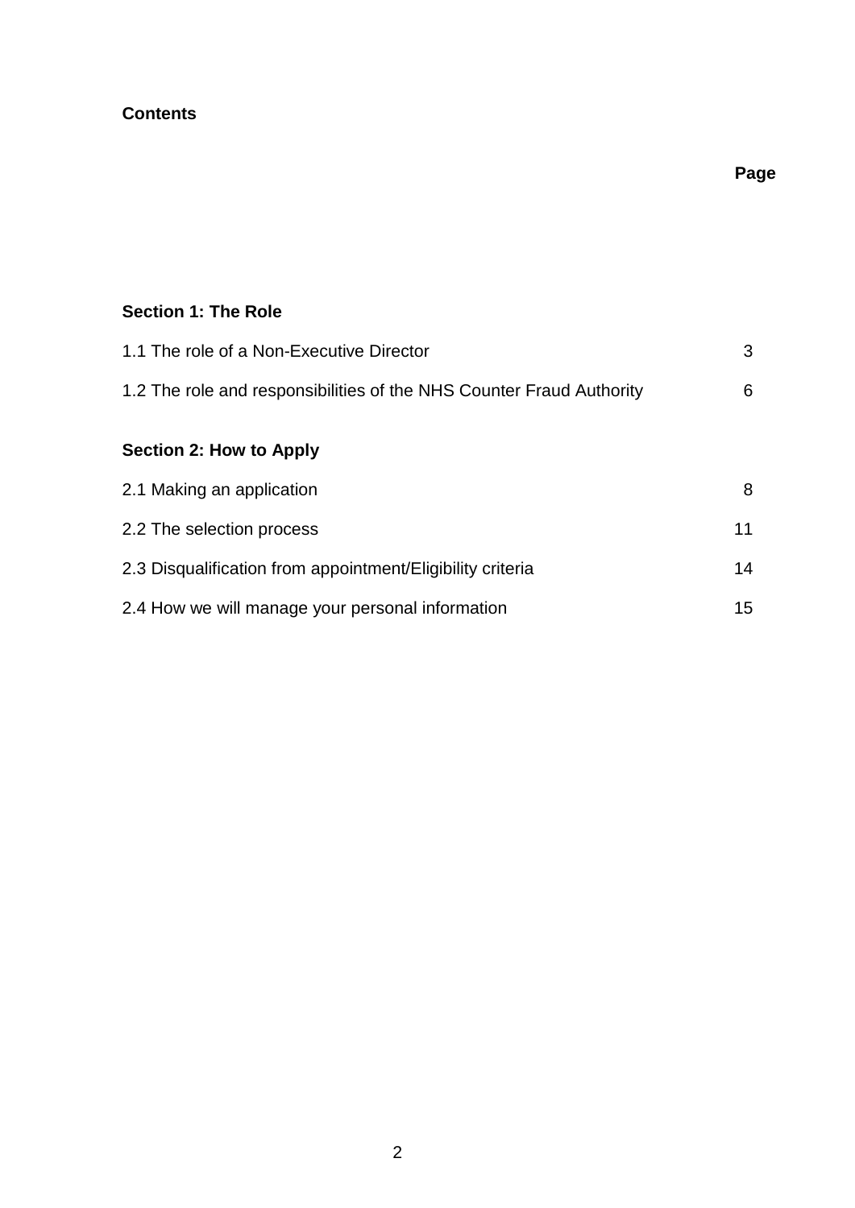**Contents**

| | Page |
|---|---|
| **Section 1: The Role** | |
| 1.1 The role of a Non-Executive Director | 3 |
| 1.2 The role and responsibilities of the NHS Counter Fraud Authority | 6 |
| **Section 2: How to Apply** | |
| 2.1 Making an application | 8 |
| 2.2 The selection process | 11 |
| 2.3 Disqualification from appointment/Eligibility criteria | 14 |
| 2.4 How we will manage your personal information | 15 |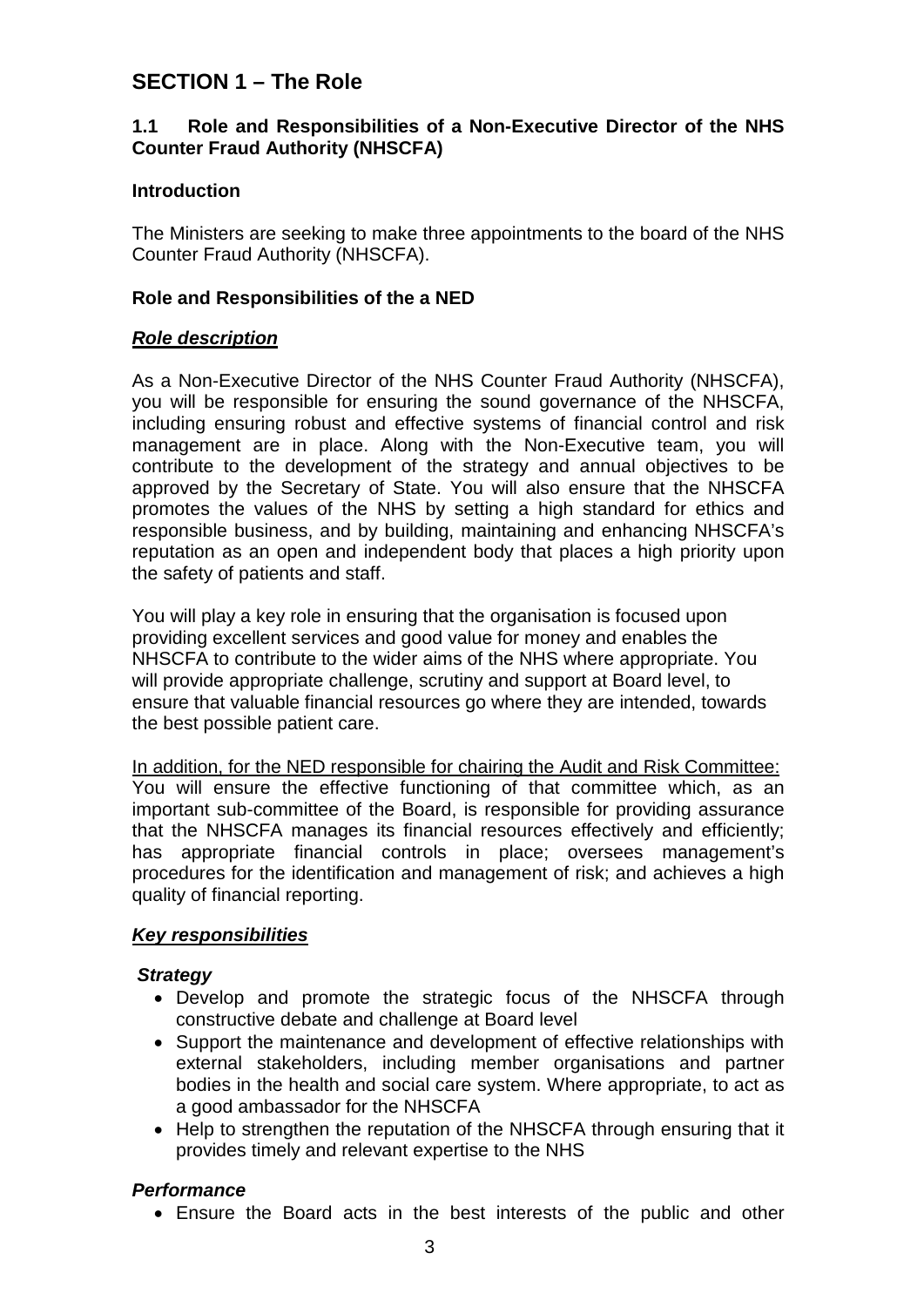# SECTION 1 – The Role

## 1.1 Role and Responsibilities of a Non-Executive Director of the NHS Counter Fraud Authority (NHSCFA)

### Introduction

The Ministers are seeking to make three appointments to the board of the NHS Counter Fraud Authority (NHSCFA).

### Role and Responsibilities of the a NED

***Role description***

As a Non-Executive Director of the NHS Counter Fraud Authority (NHSCFA), you will be responsible for ensuring the sound governance of the NHSCFA, including ensuring robust and effective systems of financial control and risk management are in place. Along with the Non-Executive team, you will contribute to the development of the strategy and annual objectives to be approved by the Secretary of State. You will also ensure that the NHSCFA promotes the values of the NHS by setting a high standard for ethics and responsible business, and by building, maintaining and enhancing NHSCFA's reputation as an open and independent body that places a high priority upon the safety of patients and staff.

You will play a key role in ensuring that the organisation is focused upon providing excellent services and good value for money and enables the NHSCFA to contribute to the wider aims of the NHS where appropriate. You will provide appropriate challenge, scrutiny and support at Board level, to ensure that valuable financial resources go where they are intended, towards the best possible patient care.

In addition, for the NED responsible for chairing the Audit and Risk Committee: You will ensure the effective functioning of that committee which, as an important sub-committee of the Board, is responsible for providing assurance that the NHSCFA manages its financial resources effectively and efficiently; has appropriate financial controls in place; oversees management's procedures for the identification and management of risk; and achieves a high quality of financial reporting.

***Key responsibilities***

***Strategy***

- Develop and promote the strategic focus of the NHSCFA through constructive debate and challenge at Board level
- Support the maintenance and development of effective relationships with external stakeholders, including member organisations and partner bodies in the health and social care system. Where appropriate, to act as a good ambassador for the NHSCFA
- Help to strengthen the reputation of the NHSCFA through ensuring that it provides timely and relevant expertise to the NHS

***Performance***

- Ensure the Board acts in the best interests of the public and other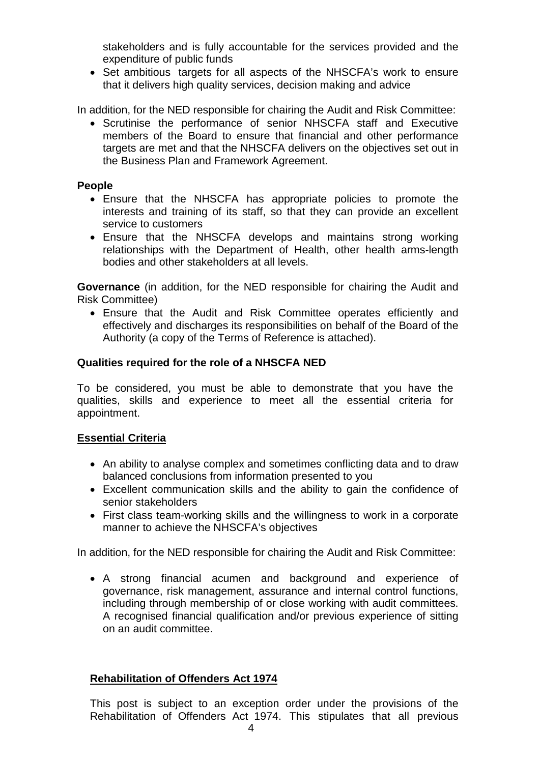stakeholders and is fully accountable for the services provided and the expenditure of public funds

- Set ambitious targets for all aspects of the NHSCFA's work to ensure that it delivers high quality services, decision making and advice

In addition, for the NED responsible for chairing the Audit and Risk Committee:

- Scrutinise the performance of senior NHSCFA staff and Executive members of the Board to ensure that financial and other performance targets are met and that the NHSCFA delivers on the objectives set out in the Business Plan and Framework Agreement.

**People**

- Ensure that the NHSCFA has appropriate policies to promote the interests and training of its staff, so that they can provide an excellent service to customers
- Ensure that the NHSCFA develops and maintains strong working relationships with the Department of Health, other health arms-length bodies and other stakeholders at all levels.

**Governance** (in addition, for the NED responsible for chairing the Audit and Risk Committee)

- Ensure that the Audit and Risk Committee operates efficiently and effectively and discharges its responsibilities on behalf of the Board of the Authority (a copy of the Terms of Reference is attached).

**Qualities required for the role of a NHSCFA NED**

To be considered, you must be able to demonstrate that you have the qualities, skills and experience to meet all the essential criteria for appointment.

**Essential Criteria**

- An ability to analyse complex and sometimes conflicting data and to draw balanced conclusions from information presented to you
- Excellent communication skills and the ability to gain the confidence of senior stakeholders
- First class team-working skills and the willingness to work in a corporate manner to achieve the NHSCFA's objectives

In addition, for the NED responsible for chairing the Audit and Risk Committee:

- A strong financial acumen and background and experience of governance, risk management, assurance and internal control functions, including through membership of or close working with audit committees. A recognised financial qualification and/or previous experience of sitting on an audit committee.

**Rehabilitation of Offenders Act 1974**

This post is subject to an exception order under the provisions of the Rehabilitation of Offenders Act 1974. This stipulates that all previous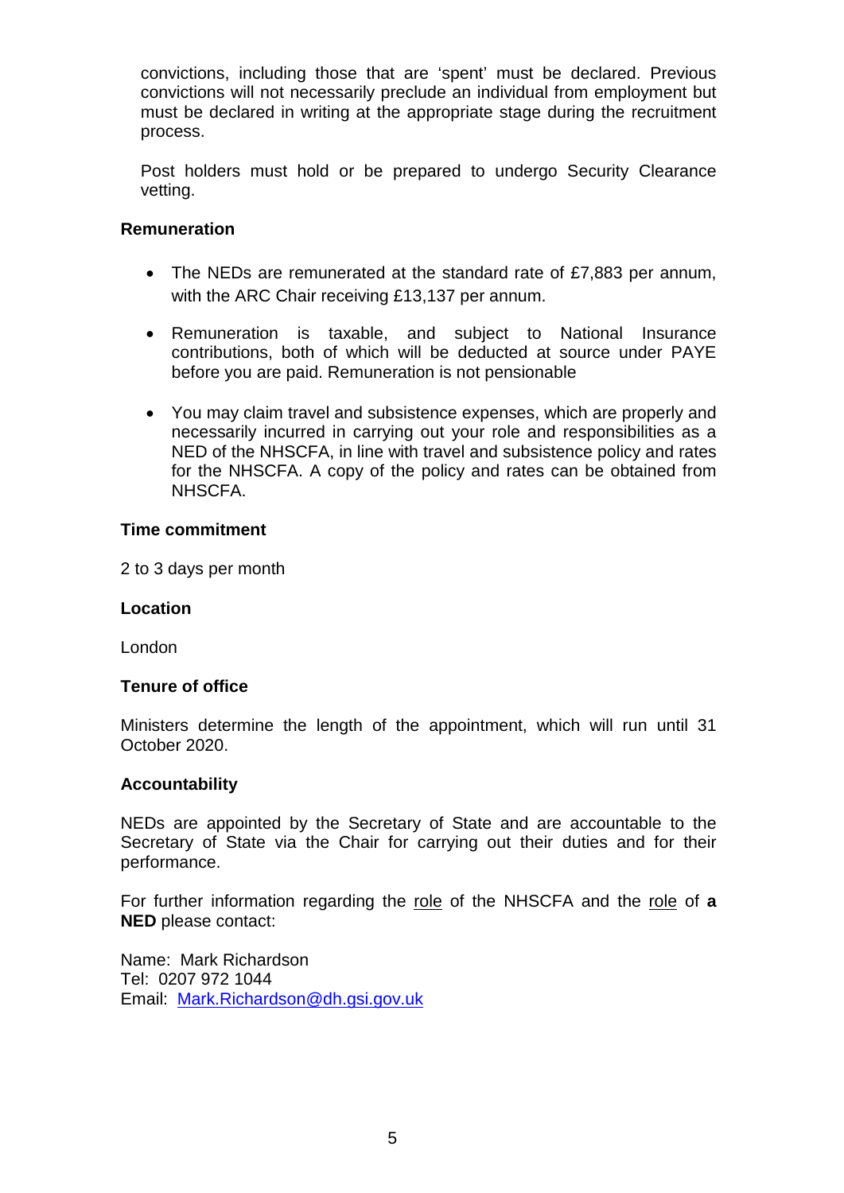convictions, including those that are 'spent' must be declared. Previous convictions will not necessarily preclude an individual from employment but must be declared in writing at the appropriate stage during the recruitment process.

Post holders must hold or be prepared to undergo Security Clearance vetting.

**Remuneration**

- The NEDs are remunerated at the standard rate of £7,883 per annum, with the ARC Chair receiving £13,137 per annum.
- Remuneration is taxable, and subject to National Insurance contributions, both of which will be deducted at source under PAYE before you are paid. Remuneration is not pensionable
- You may claim travel and subsistence expenses, which are properly and necessarily incurred in carrying out your role and responsibilities as a NED of the NHSCFA, in line with travel and subsistence policy and rates for the NHSCFA. A copy of the policy and rates can be obtained from NHSCFA.

**Time commitment**

2 to 3 days per month

**Location**

London

**Tenure of office**

Ministers determine the length of the appointment, which will run until 31 October 2020.

**Accountability**

NEDs are appointed by the Secretary of State and are accountable to the Secretary of State via the Chair for carrying out their duties and for their performance.

For further information regarding the role of the NHSCFA and the role of **a NED** please contact:

Name: Mark Richardson
Tel: 0207 972 1044
Email: Mark.Richardson@dh.gsi.gov.uk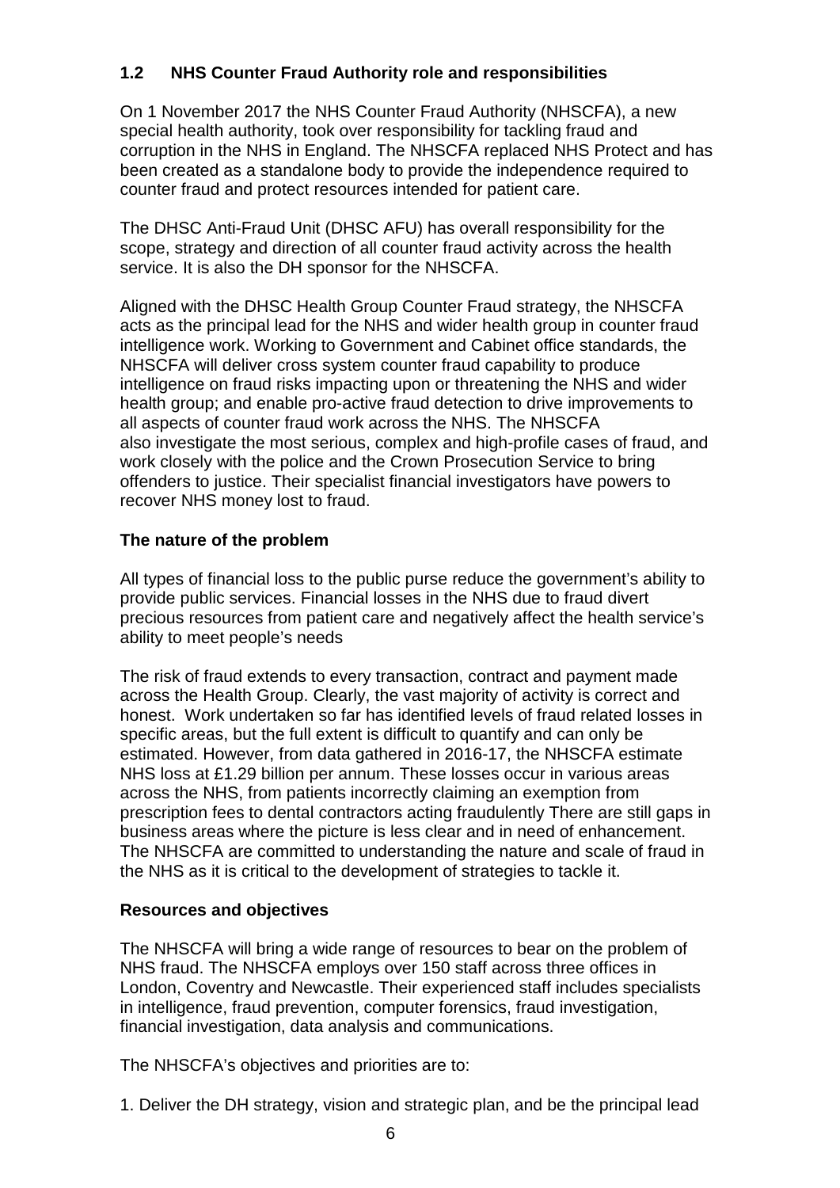### 1.2 NHS Counter Fraud Authority role and responsibilities

On 1 November 2017 the NHS Counter Fraud Authority (NHSCFA), a new special health authority, took over responsibility for tackling fraud and corruption in the NHS in England. The NHSCFA replaced NHS Protect and has been created as a standalone body to provide the independence required to counter fraud and protect resources intended for patient care.

The DHSC Anti-Fraud Unit (DHSC AFU) has overall responsibility for the scope, strategy and direction of all counter fraud activity across the health service. It is also the DH sponsor for the NHSCFA.

Aligned with the DHSC Health Group Counter Fraud strategy, the NHSCFA acts as the principal lead for the NHS and wider health group in counter fraud intelligence work. Working to Government and Cabinet office standards, the NHSCFA will deliver cross system counter fraud capability to produce intelligence on fraud risks impacting upon or threatening the NHS and wider health group; and enable pro-active fraud detection to drive improvements to all aspects of counter fraud work across the NHS. The NHSCFA also investigate the most serious, complex and high-profile cases of fraud, and work closely with the police and the Crown Prosecution Service to bring offenders to justice. Their specialist financial investigators have powers to recover NHS money lost to fraud.

**The nature of the problem**

All types of financial loss to the public purse reduce the government's ability to provide public services. Financial losses in the NHS due to fraud divert precious resources from patient care and negatively affect the health service's ability to meet people's needs

The risk of fraud extends to every transaction, contract and payment made across the Health Group. Clearly, the vast majority of activity is correct and honest. Work undertaken so far has identified levels of fraud related losses in specific areas, but the full extent is difficult to quantify and can only be estimated. However, from data gathered in 2016-17, the NHSCFA estimate NHS loss at £1.29 billion per annum. These losses occur in various areas across the NHS, from patients incorrectly claiming an exemption from prescription fees to dental contractors acting fraudulently There are still gaps in business areas where the picture is less clear and in need of enhancement. The NHSCFA are committed to understanding the nature and scale of fraud in the NHS as it is critical to the development of strategies to tackle it.

**Resources and objectives**

The NHSCFA will bring a wide range of resources to bear on the problem of NHS fraud. The NHSCFA employs over 150 staff across three offices in London, Coventry and Newcastle. Their experienced staff includes specialists in intelligence, fraud prevention, computer forensics, fraud investigation, financial investigation, data analysis and communications.

The NHSCFA's objectives and priorities are to:

1. Deliver the DH strategy, vision and strategic plan, and be the principal lead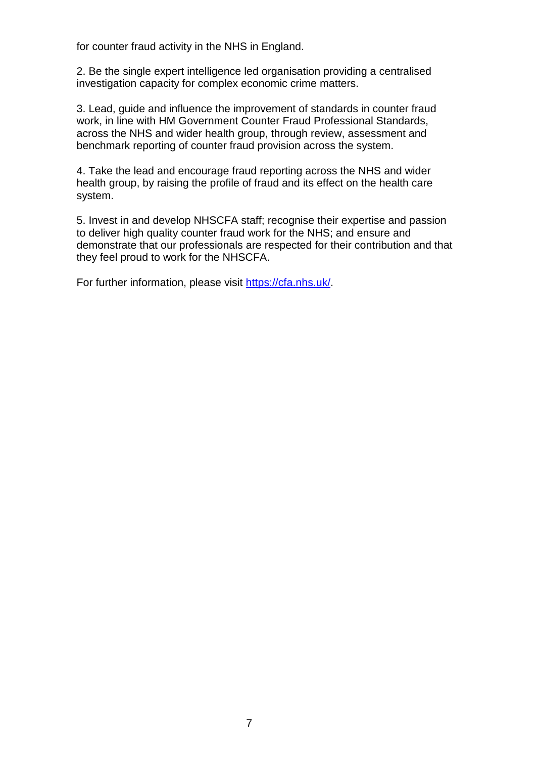for counter fraud activity in the NHS in England.

2. Be the single expert intelligence led organisation providing a centralised investigation capacity for complex economic crime matters.

3. Lead, guide and influence the improvement of standards in counter fraud work, in line with HM Government Counter Fraud Professional Standards, across the NHS and wider health group, through review, assessment and benchmark reporting of counter fraud provision across the system.

4. Take the lead and encourage fraud reporting across the NHS and wider health group, by raising the profile of fraud and its effect on the health care system.

5. Invest in and develop NHSCFA staff; recognise their expertise and passion to deliver high quality counter fraud work for the NHS; and ensure and demonstrate that our professionals are respected for their contribution and that they feel proud to work for the NHSCFA.

For further information, please visit [https://cfa.nhs.uk/](https://cfa.nhs.uk/).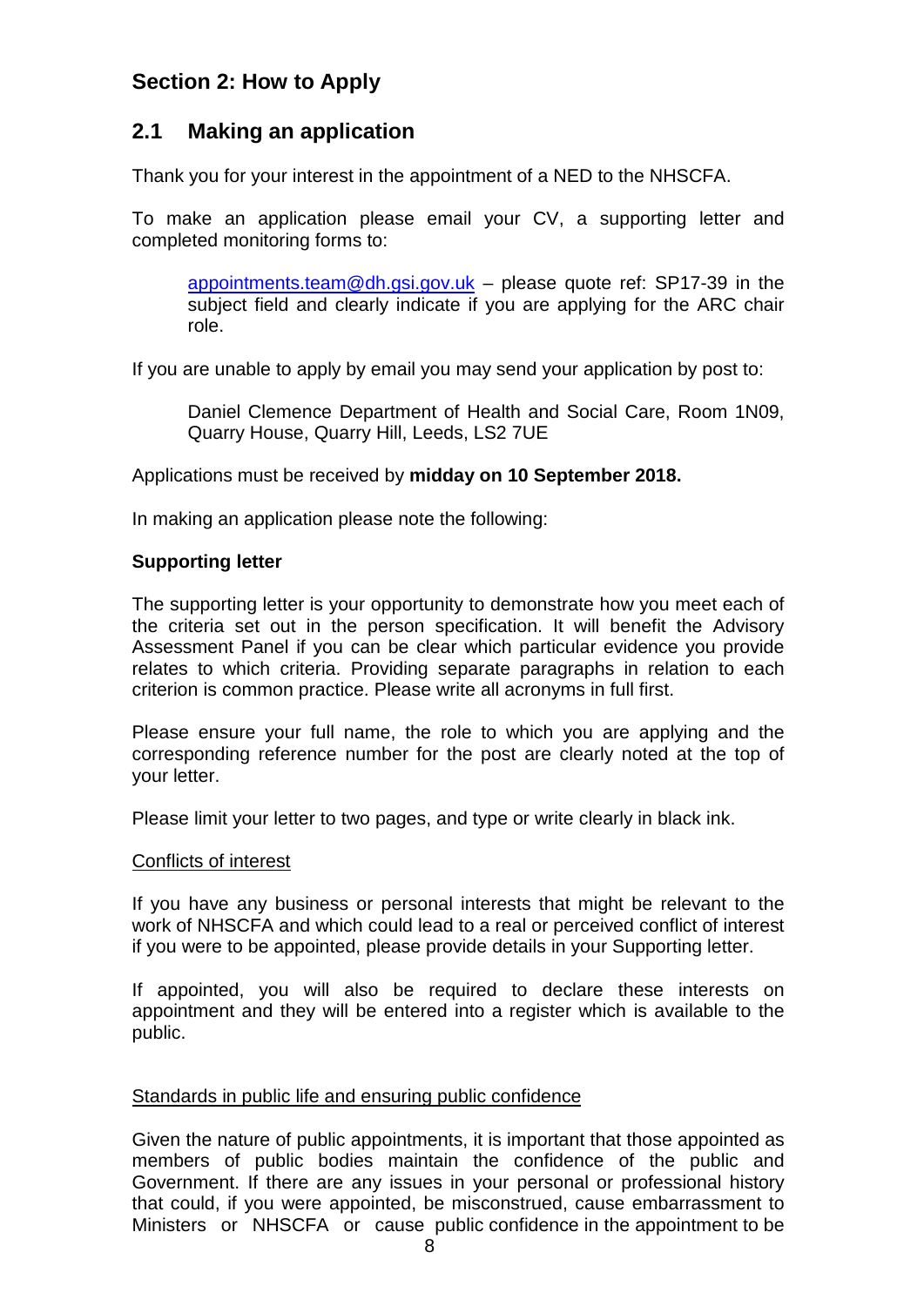## Section 2: How to Apply

### 2.1 Making an application

Thank you for your interest in the appointment of a NED to the NHSCFA.

To make an application please email your CV, a supporting letter and completed monitoring forms to:

> appointments.team@dh.gsi.gov.uk – please quote ref: SP17-39 in the subject field and clearly indicate if you are applying for the ARC chair role.

If you are unable to apply by email you may send your application by post to:

> Daniel Clemence Department of Health and Social Care, Room 1N09, Quarry House, Quarry Hill, Leeds, LS2 7UE

Applications must be received by **midday on 10 September 2018.**

In making an application please note the following:

**Supporting letter**

The supporting letter is your opportunity to demonstrate how you meet each of the criteria set out in the person specification. It will benefit the Advisory Assessment Panel if you can be clear which particular evidence you provide relates to which criteria. Providing separate paragraphs in relation to each criterion is common practice. Please write all acronyms in full first.

Please ensure your full name, the role to which you are applying and the corresponding reference number for the post are clearly noted at the top of your letter.

Please limit your letter to two pages, and type or write clearly in black ink.

<u>Conflicts of interest</u>

If you have any business or personal interests that might be relevant to the work of NHSCFA and which could lead to a real or perceived conflict of interest if you were to be appointed, please provide details in your Supporting letter.

If appointed, you will also be required to declare these interests on appointment and they will be entered into a register which is available to the public.

<u>Standards in public life and ensuring public confidence</u>

Given the nature of public appointments, it is important that those appointed as members of public bodies maintain the confidence of the public and Government. If there are any issues in your personal or professional history that could, if you were appointed, be misconstrued, cause embarrassment to Ministers or NHSCFA or cause public confidence in the appointment to be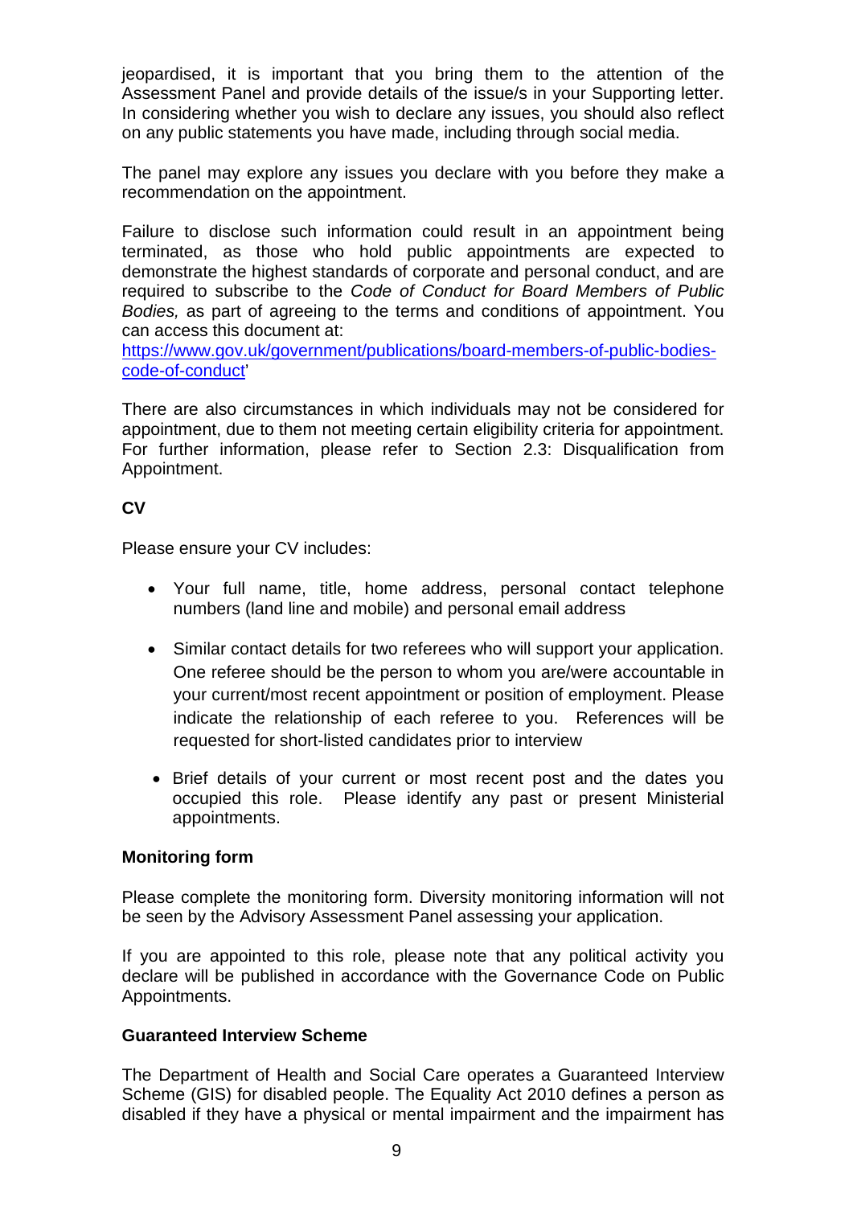jeopardised, it is important that you bring them to the attention of the Assessment Panel and provide details of the issue/s in your Supporting letter. In considering whether you wish to declare any issues, you should also reflect on any public statements you have made, including through social media.

The panel may explore any issues you declare with you before they make a recommendation on the appointment.

Failure to disclose such information could result in an appointment being terminated, as those who hold public appointments are expected to demonstrate the highest standards of corporate and personal conduct, and are required to subscribe to the *Code of Conduct for Board Members of Public Bodies,* as part of agreeing to the terms and conditions of appointment. You can access this document at: [https://www.gov.uk/government/publications/board-members-of-public-bodies-code-of-conduct](https://www.gov.uk/government/publications/board-members-of-public-bodies-code-of-conduct)'

There are also circumstances in which individuals may not be considered for appointment, due to them not meeting certain eligibility criteria for appointment. For further information, please refer to Section 2.3: Disqualification from Appointment.

**CV**

Please ensure your CV includes:

- Your full name, title, home address, personal contact telephone numbers (land line and mobile) and personal email address
- Similar contact details for two referees who will support your application. One referee should be the person to whom you are/were accountable in your current/most recent appointment or position of employment. Please indicate the relationship of each referee to you. References will be requested for short-listed candidates prior to interview
- Brief details of your current or most recent post and the dates you occupied this role. Please identify any past or present Ministerial appointments.

**Monitoring form**

Please complete the monitoring form. Diversity monitoring information will not be seen by the Advisory Assessment Panel assessing your application.

If you are appointed to this role, please note that any political activity you declare will be published in accordance with the Governance Code on Public Appointments.

**Guaranteed Interview Scheme**

The Department of Health and Social Care operates a Guaranteed Interview Scheme (GIS) for disabled people. The Equality Act 2010 defines a person as disabled if they have a physical or mental impairment and the impairment has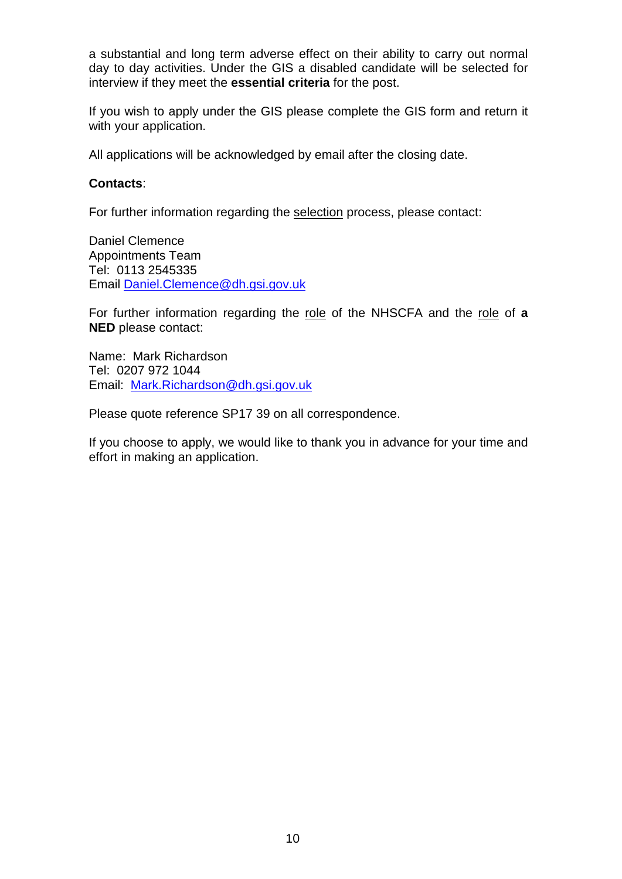a substantial and long term adverse effect on their ability to carry out normal day to day activities. Under the GIS a disabled candidate will be selected for interview if they meet the **essential criteria** for the post.

If you wish to apply under the GIS please complete the GIS form and return it with your application.

All applications will be acknowledged by email after the closing date.

**Contacts**:

For further information regarding the <u>selection</u> process, please contact:

Daniel Clemence  
Appointments Team  
Tel: 0113 2545335  
Email Daniel.Clemence@dh.gsi.gov.uk

For further information regarding the <u>role</u> of the NHSCFA and the <u>role</u> of **a NED** please contact:

Name: Mark Richardson  
Tel: 0207 972 1044  
Email: Mark.Richardson@dh.gsi.gov.uk

Please quote reference SP17 39 on all correspondence.

If you choose to apply, we would like to thank you in advance for your time and effort in making an application.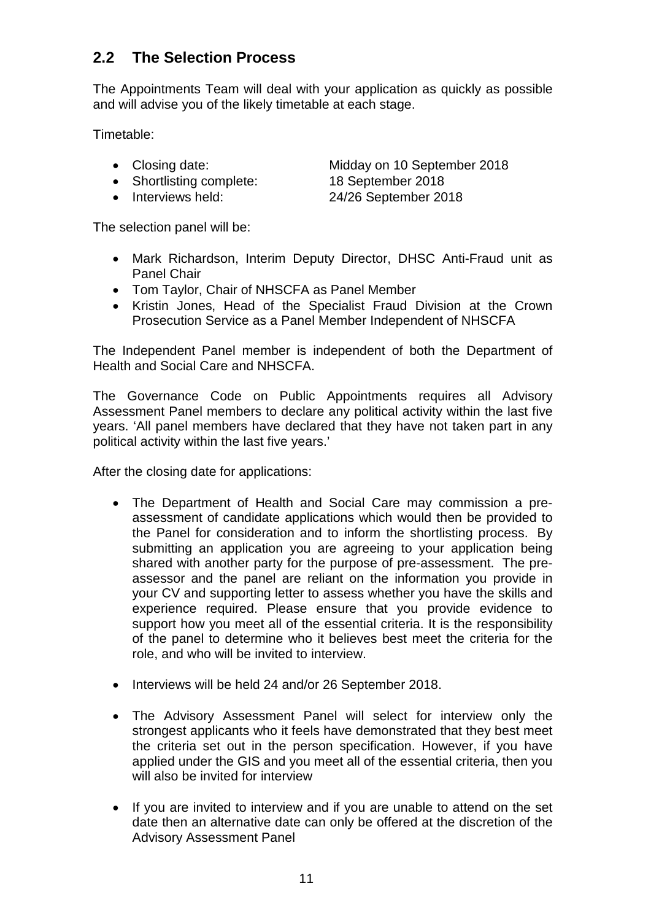## 2.2 The Selection Process

The Appointments Team will deal with your application as quickly as possible and will advise you of the likely timetable at each stage.

Timetable:

- Closing date: Midday on 10 September 2018
- Shortlisting complete: 18 September 2018
- Interviews held: 24/26 September 2018

The selection panel will be:

- Mark Richardson, Interim Deputy Director, DHSC Anti-Fraud unit as Panel Chair
- Tom Taylor, Chair of NHSCFA as Panel Member
- Kristin Jones, Head of the Specialist Fraud Division at the Crown Prosecution Service as a Panel Member Independent of NHSCFA

The Independent Panel member is independent of both the Department of Health and Social Care and NHSCFA.

The Governance Code on Public Appointments requires all Advisory Assessment Panel members to declare any political activity within the last five years. 'All panel members have declared that they have not taken part in any political activity within the last five years.'

After the closing date for applications:

- The Department of Health and Social Care may commission a pre-assessment of candidate applications which would then be provided to the Panel for consideration and to inform the shortlisting process. By submitting an application you are agreeing to your application being shared with another party for the purpose of pre-assessment. The pre-assessor and the panel are reliant on the information you provide in your CV and supporting letter to assess whether you have the skills and experience required. Please ensure that you provide evidence to support how you meet all of the essential criteria. It is the responsibility of the panel to determine who it believes best meet the criteria for the role, and who will be invited to interview.

- Interviews will be held 24 and/or 26 September 2018.

- The Advisory Assessment Panel will select for interview only the strongest applicants who it feels have demonstrated that they best meet the criteria set out in the person specification. However, if you have applied under the GIS and you meet all of the essential criteria, then you will also be invited for interview

- If you are invited to interview and if you are unable to attend on the set date then an alternative date can only be offered at the discretion of the Advisory Assessment Panel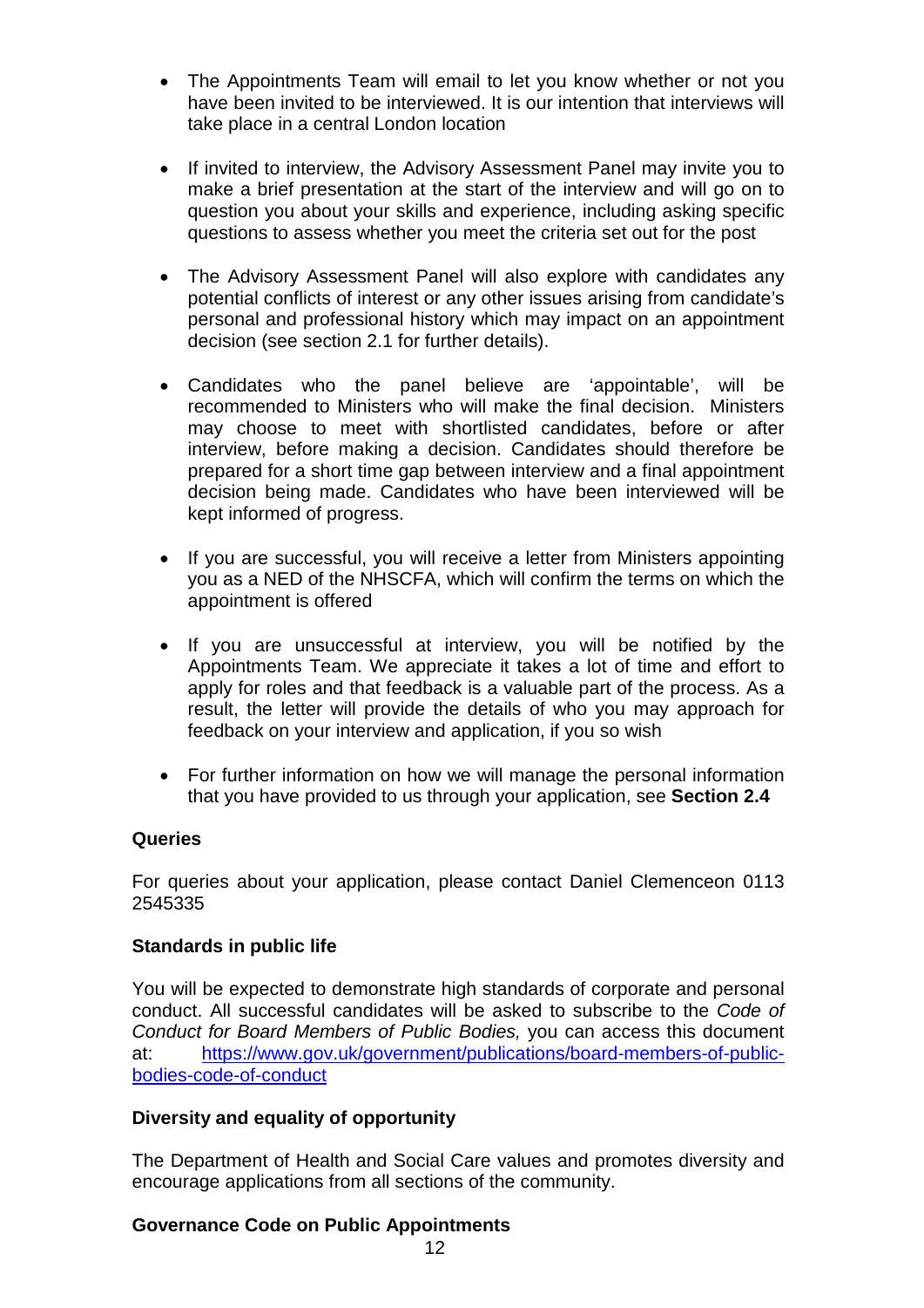- The Appointments Team will email to let you know whether or not you have been invited to be interviewed. It is our intention that interviews will take place in a central London location

- If invited to interview, the Advisory Assessment Panel may invite you to make a brief presentation at the start of the interview and will go on to question you about your skills and experience, including asking specific questions to assess whether you meet the criteria set out for the post

- The Advisory Assessment Panel will also explore with candidates any potential conflicts of interest or any other issues arising from candidate's personal and professional history which may impact on an appointment decision (see section 2.1 for further details).

- Candidates who the panel believe are 'appointable', will be recommended to Ministers who will make the final decision. Ministers may choose to meet with shortlisted candidates, before or after interview, before making a decision. Candidates should therefore be prepared for a short time gap between interview and a final appointment decision being made. Candidates who have been interviewed will be kept informed of progress.

- If you are successful, you will receive a letter from Ministers appointing you as a NED of the NHSCFA, which will confirm the terms on which the appointment is offered

- If you are unsuccessful at interview, you will be notified by the Appointments Team. We appreciate it takes a lot of time and effort to apply for roles and that feedback is a valuable part of the process. As a result, the letter will provide the details of who you may approach for feedback on your interview and application, if you so wish

- For further information on how we will manage the personal information that you have provided to us through your application, see **Section 2.4**

**Queries**

For queries about your application, please contact Daniel Clemenceon 0113 2545335

**Standards in public life**

You will be expected to demonstrate high standards of corporate and personal conduct. All successful candidates will be asked to subscribe to the *Code of Conduct for Board Members of Public Bodies,* you can access this document at: https://www.gov.uk/government/publications/board-members-of-public-bodies-code-of-conduct

**Diversity and equality of opportunity**

The Department of Health and Social Care values and promotes diversity and encourage applications from all sections of the community.

**Governance Code on Public Appointments**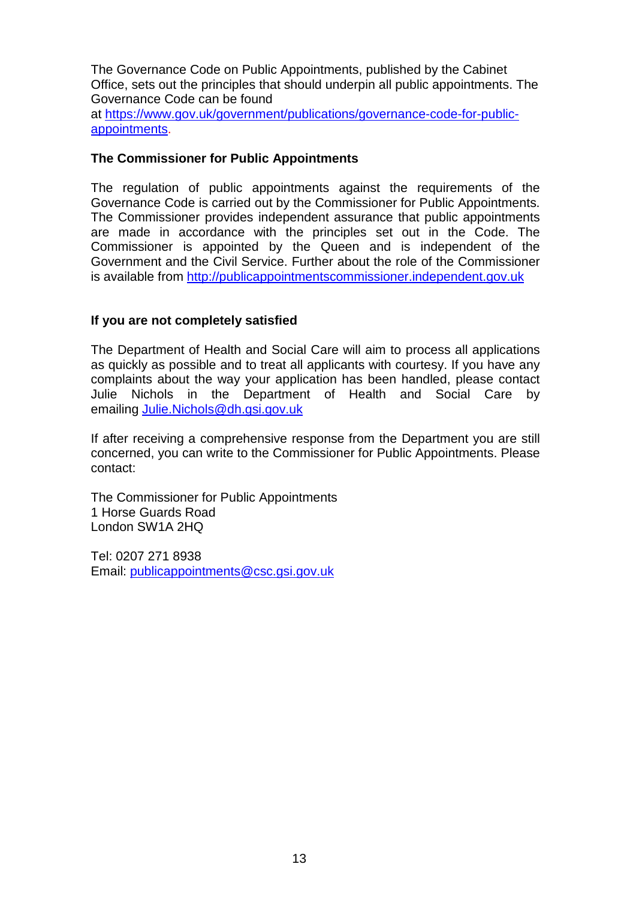The Governance Code on Public Appointments, published by the Cabinet Office, sets out the principles that should underpin all public appointments. The Governance Code can be found at [https://www.gov.uk/government/publications/governance-code-for-public-appointments](https://www.gov.uk/government/publications/governance-code-for-public-appointments).

### The Commissioner for Public Appointments

The regulation of public appointments against the requirements of the Governance Code is carried out by the Commissioner for Public Appointments. The Commissioner provides independent assurance that public appointments are made in accordance with the principles set out in the Code. The Commissioner is appointed by the Queen and is independent of the Government and the Civil Service. Further about the role of the Commissioner is available from [http://publicappointmentscommissioner.independent.gov.uk](http://publicappointmentscommissioner.independent.gov.uk)

### If you are not completely satisfied

The Department of Health and Social Care will aim to process all applications as quickly as possible and to treat all applicants with courtesy. If you have any complaints about the way your application has been handled, please contact Julie Nichols in the Department of Health and Social Care by emailing [Julie.Nichols@dh.gsi.gov.uk](mailto:Julie.Nichols@dh.gsi.gov.uk)

If after receiving a comprehensive response from the Department you are still concerned, you can write to the Commissioner for Public Appointments. Please contact:

The Commissioner for Public Appointments
1 Horse Guards Road
London SW1A 2HQ

Tel: 0207 271 8938
Email: [publicappointments@csc.gsi.gov.uk](mailto:publicappointments@csc.gsi.gov.uk)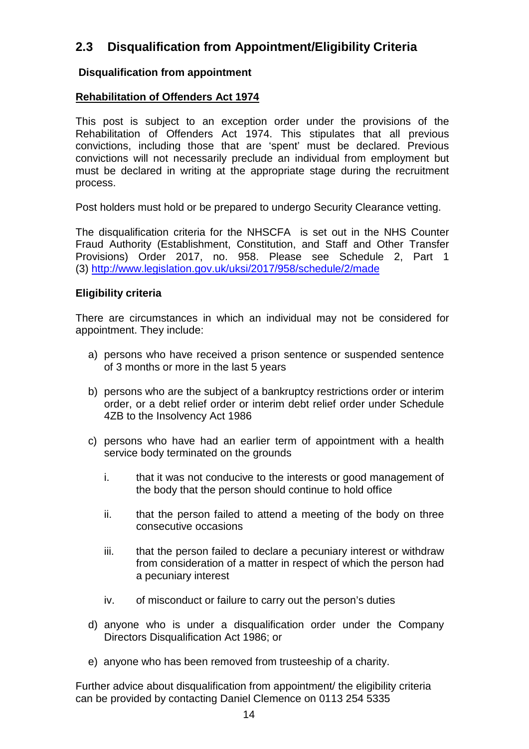## 2.3 Disqualification from Appointment/Eligibility Criteria

### Disqualification from appointment

**Rehabilitation of Offenders Act 1974**

This post is subject to an exception order under the provisions of the Rehabilitation of Offenders Act 1974. This stipulates that all previous convictions, including those that are 'spent' must be declared. Previous convictions will not necessarily preclude an individual from employment but must be declared in writing at the appropriate stage during the recruitment process.

Post holders must hold or be prepared to undergo Security Clearance vetting.

The disqualification criteria for the NHSCFA is set out in the NHS Counter Fraud Authority (Establishment, Constitution, and Staff and Other Transfer Provisions) Order 2017, no. 958. Please see Schedule 2, Part 1 (3) http://www.legislation.gov.uk/uksi/2017/958/schedule/2/made

### Eligibility criteria

There are circumstances in which an individual may not be considered for appointment. They include:

a) persons who have received a prison sentence or suspended sentence of 3 months or more in the last 5 years

b) persons who are the subject of a bankruptcy restrictions order or interim order, or a debt relief order or interim debt relief order under Schedule 4ZB to the Insolvency Act 1986

c) persons who have had an earlier term of appointment with a health service body terminated on the grounds

   i. that it was not conducive to the interests or good management of the body that the person should continue to hold office

   ii. that the person failed to attend a meeting of the body on three consecutive occasions

   iii. that the person failed to declare a pecuniary interest or withdraw from consideration of a matter in respect of which the person had a pecuniary interest

   iv. of misconduct or failure to carry out the person's duties

d) anyone who is under a disqualification order under the Company Directors Disqualification Act 1986; or

e) anyone who has been removed from trusteeship of a charity.

Further advice about disqualification from appointment/ the eligibility criteria can be provided by contacting Daniel Clemence on 0113 254 5335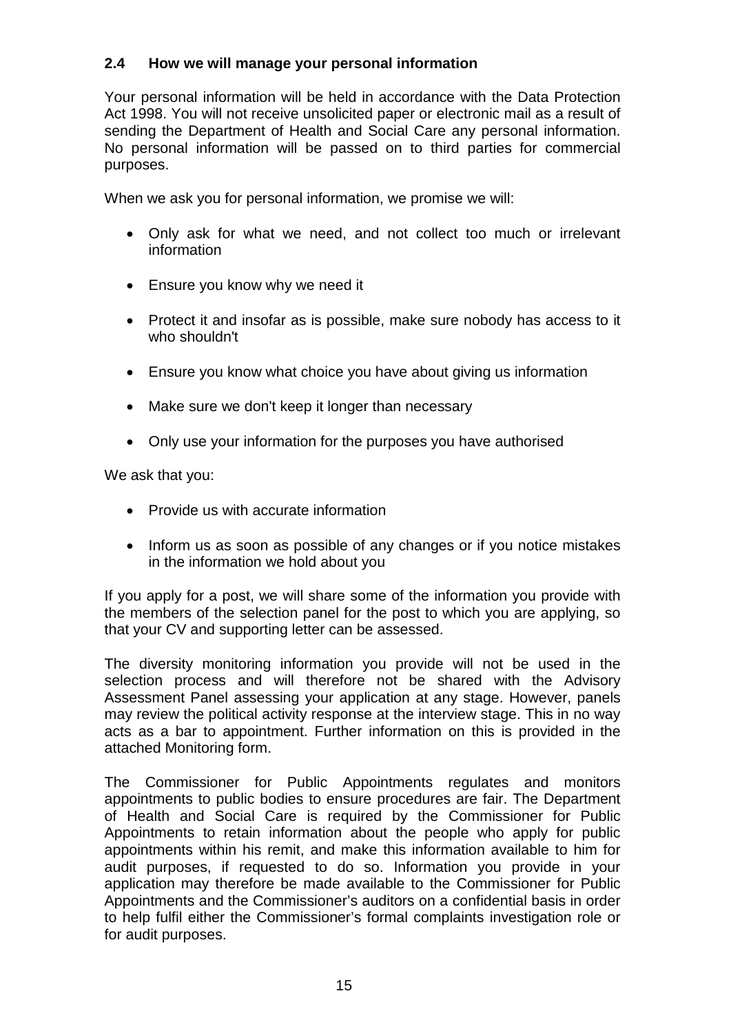### 2.4 How we will manage your personal information

Your personal information will be held in accordance with the Data Protection Act 1998. You will not receive unsolicited paper or electronic mail as a result of sending the Department of Health and Social Care any personal information. No personal information will be passed on to third parties for commercial purposes.

When we ask you for personal information, we promise we will:

- Only ask for what we need, and not collect too much or irrelevant information
- Ensure you know why we need it
- Protect it and insofar as is possible, make sure nobody has access to it who shouldn't
- Ensure you know what choice you have about giving us information
- Make sure we don't keep it longer than necessary
- Only use your information for the purposes you have authorised

We ask that you:

- Provide us with accurate information
- Inform us as soon as possible of any changes or if you notice mistakes in the information we hold about you

If you apply for a post, we will share some of the information you provide with the members of the selection panel for the post to which you are applying, so that your CV and supporting letter can be assessed.

The diversity monitoring information you provide will not be used in the selection process and will therefore not be shared with the Advisory Assessment Panel assessing your application at any stage. However, panels may review the political activity response at the interview stage. This in no way acts as a bar to appointment. Further information on this is provided in the attached Monitoring form.

The Commissioner for Public Appointments regulates and monitors appointments to public bodies to ensure procedures are fair. The Department of Health and Social Care is required by the Commissioner for Public Appointments to retain information about the people who apply for public appointments within his remit, and make this information available to him for audit purposes, if requested to do so. Information you provide in your application may therefore be made available to the Commissioner for Public Appointments and the Commissioner's auditors on a confidential basis in order to help fulfil either the Commissioner's formal complaints investigation role or for audit purposes.